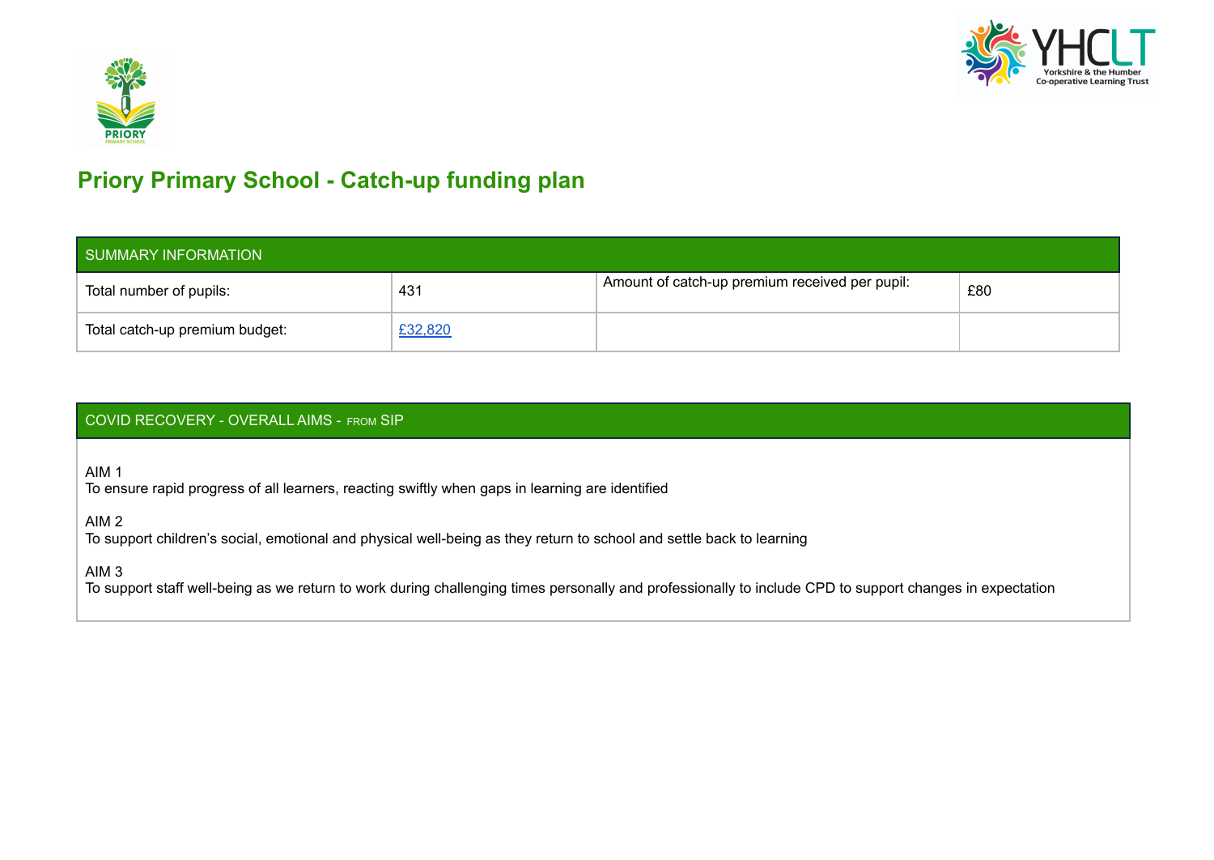# Priory Primary School - Catch-up funding plan

| SUMMARY INFORMATION | | | |
|---|---|---|---|
| Total number of pupils: | 431 | Amount of catch-up premium received per pupil: | £80 |
| Total catch-up premium budget: | £32,820 | | |

| COVID RECOVERY - OVERALL AIMS - FROM SIP |
|---|
| AIM 1<br>To ensure rapid progress of all learners, reacting swiftly when gaps in learning are identified<br><br>AIM 2<br>To support children's social, emotional and physical well-being as they return to school and settle back to learning<br><br>AIM 3<br>To support staff well-being as we return to work during challenging times personally and professionally to include CPD to support changes in expectation |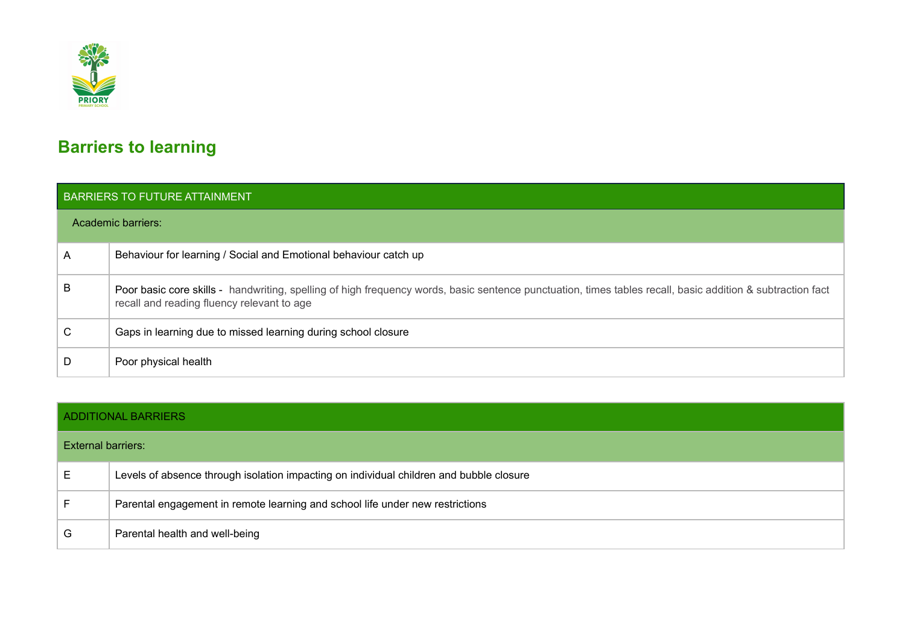## Barriers to learning

| BARRIERS TO FUTURE ATTAINMENT | |
|---|---|
| Academic barriers: | |
| A | Behaviour for learning / Social and Emotional behaviour catch up |
| B | Poor basic core skills - handwriting, spelling of high frequency words, basic sentence punctuation, times tables recall, basic addition & subtraction fact recall and reading fluency relevant to age |
| C | Gaps in learning due to missed learning during school closure |
| D | Poor physical health |

| ADDITIONAL BARRIERS | |
|---|---|
| External barriers: | |
| E | Levels of absence through isolation impacting on individual children and bubble closure |
| F | Parental engagement in remote learning and school life under new restrictions |
| G | Parental health and well-being |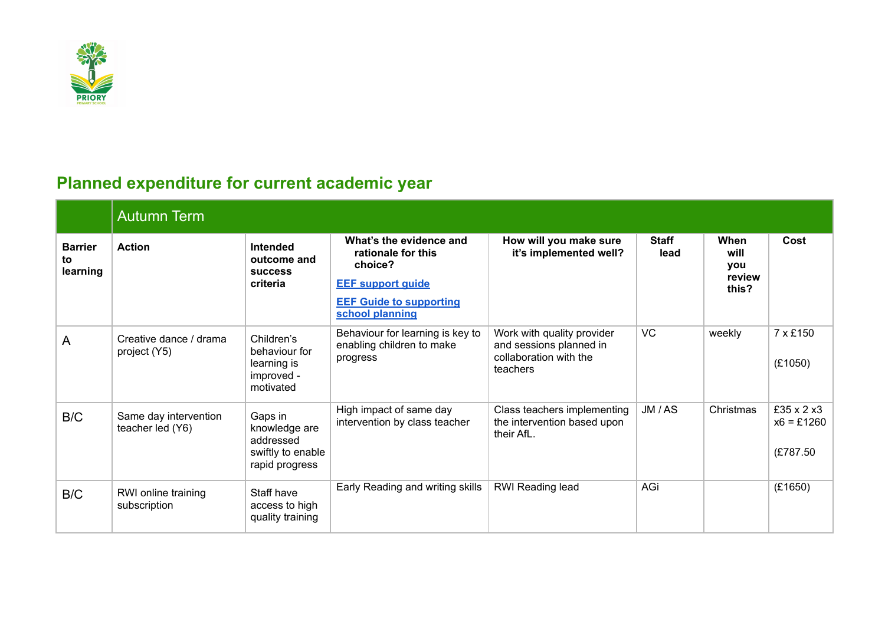## Planned expenditure for current academic year

| | Autumn Term | | | | | | |
|---|---|---|---|---|---|---|---|
| **Barrier to learning** | **Action** | **Intended outcome and success criteria** | **What's the evidence and rationale for this choice?** [EEF support guide](#) [EEF Guide to supporting school planning](#) | **How will you make sure it's implemented well?** | **Staff lead** | **When will you review this?** | **Cost** |
| A | Creative dance / drama project (Y5) | Children's behaviour for learning is improved - motivated | Behaviour for learning is key to enabling children to make progress | Work with quality provider and sessions planned in collaboration with the teachers | VC | weekly | 7 x £150 (£1050) |
| B/C | Same day intervention teacher led (Y6) | Gaps in knowledge are addressed swiftly to enable rapid progress | High impact of same day intervention by class teacher | Class teachers implementing the intervention based upon their AfL. | JM / AS | Christmas | £35 x 2 x3 x6 = £1260 (£787.50 |
| B/C | RWI online training subscription | Staff have access to high quality training | Early Reading and writing skills | RWI Reading lead | AGi | | (£1650) |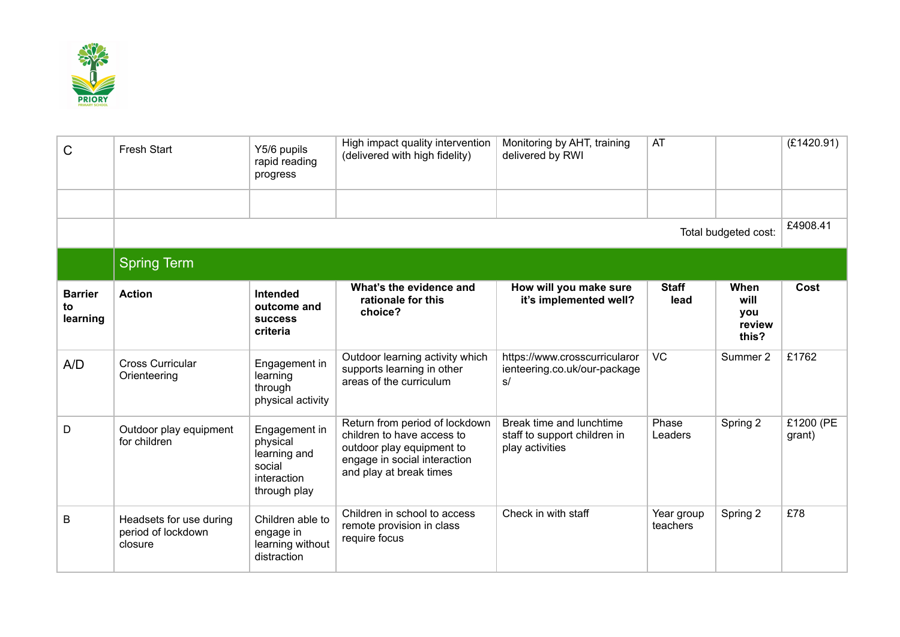| | | | | | | | |
|---|---|---|---|---|---|---|---|
| C | Fresh Start | Y5/6 pupils rapid reading progress | High impact quality intervention (delivered with high fidelity) | Monitoring by AHT, training delivered by RWI | AT | | (£1420.91) |
| | | | | | | | |
| | Total budgeted cost: | | | | | | £4908.41 |
| | **Spring Term** | | | | | | |
| **Barrier to learning** | **Action** | **Intended outcome and success criteria** | **What's the evidence and rationale for this choice?** | **How will you make sure it's implemented well?** | **Staff lead** | **When will you review this?** | **Cost** |
| A/D | Cross Curricular Orienteering | Engagement in learning through physical activity | Outdoor learning activity which supports learning in other areas of the curriculum | https://www.crosscurricularorienteering.co.uk/our-packages/ | VC | Summer 2 | £1762 |
| D | Outdoor play equipment for children | Engagement in physical learning and social interaction through play | Return from period of lockdown children to have access to outdoor play equipment to engage in social interaction and play at break times | Break time and lunchtime staff to support children in play activities | Phase Leaders | Spring 2 | £1200 (PE grant) |
| B | Headsets for use during period of lockdown closure | Children able to engage in learning without distraction | Children in school to access remote provision in class require focus | Check in with staff | Year group teachers | Spring 2 | £78 |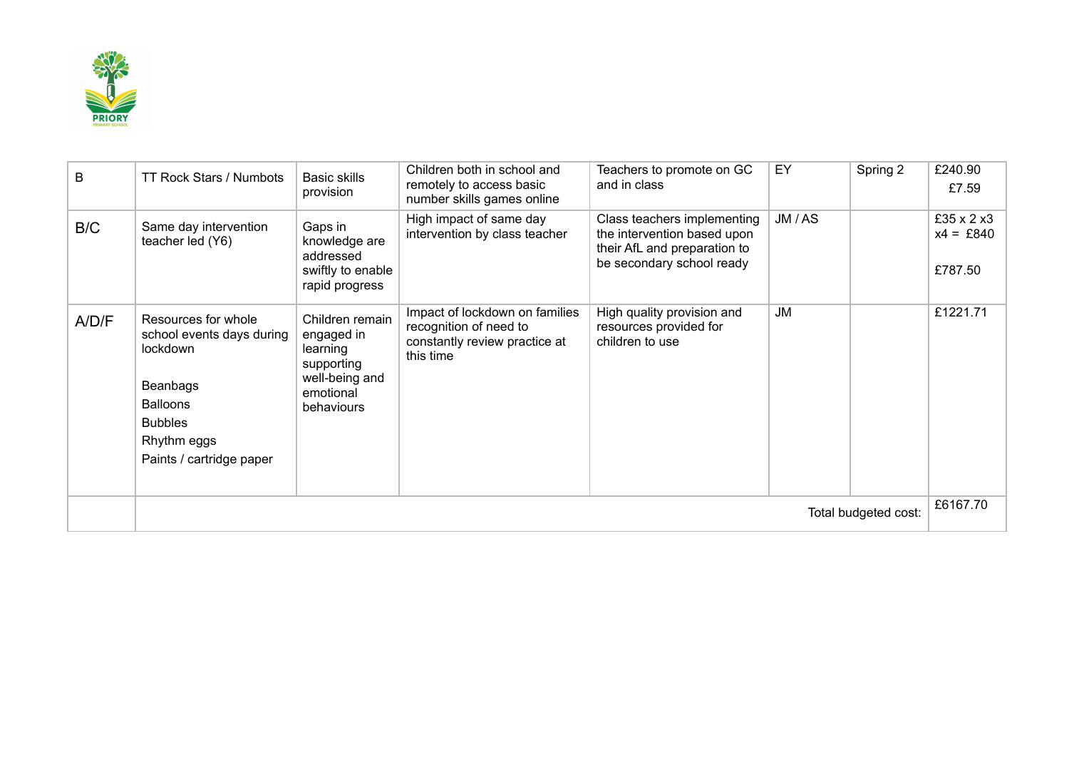| | | | | | | | |
|---|---|---|---|---|---|---|---|
| B | TT Rock Stars / Numbots | Basic skills provision | Children both in school and remotely to access basic number skills games online | Teachers to promote on GC and in class | EY | Spring 2 | £240.90<br>£7.59 |
| B/C | Same day intervention teacher led (Y6) | Gaps in knowledge are addressed swiftly to enable rapid progress | High impact of same day intervention by class teacher | Class teachers implementing the intervention based upon their AfL and preparation to be secondary school ready | JM / AS | | £35 x 2 x3 x4 = £840<br><br>£787.50 |
| A/D/F | Resources for whole school events days during lockdown<br><br>Beanbags<br>Balloons<br>Bubbles<br>Rhythm eggs<br>Paints / cartridge paper | Children remain engaged in learning supporting well-being and emotional behaviours | Impact of lockdown on families recognition of need to constantly review practice at this time | High quality provision and resources provided for children to use | JM | | £1221.71 |
| | Total budgeted cost: | | | | | | £6167.70 |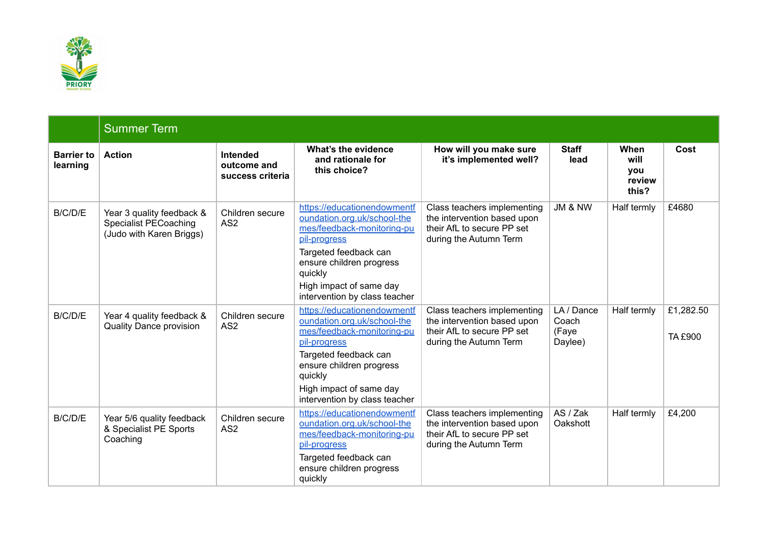| | Summer Term | | | | | | |
|---|---|---|---|---|---|---|---|
| **Barrier to learning** | **Action** | **Intended outcome and success criteria** | **What's the evidence and rationale for this choice?** | **How will you make sure it's implemented well?** | **Staff lead** | **When will you review this?** | **Cost** |
| B/C/D/E | Year 3 quality feedback & Specialist PECoaching (Judo with Karen Briggs) | Children secure AS2 | https://educationendowmentfoundation.org.uk/school-themes/feedback-monitoring-pupil-progress<br>Targeted feedback can ensure children progress quickly<br>High impact of same day intervention by class teacher | Class teachers implementing the intervention based upon their AfL to secure PP set during the Autumn Term | JM & NW | Half termly | £4680 |
| B/C/D/E | Year 4 quality feedback & Quality Dance provision | Children secure AS2 | https://educationendowmentfoundation.org.uk/school-themes/feedback-monitoring-pupil-progress<br>Targeted feedback can ensure children progress quickly<br>High impact of same day intervention by class teacher | Class teachers implementing the intervention based upon their AfL to secure PP set during the Autumn Term | LA / Dance Coach (Faye Daylee) | Half termly | £1,282.50<br>TA £900 |
| B/C/D/E | Year 5/6 quality feedback & Specialist PE Sports Coaching | Children secure AS2 | https://educationendowmentfoundation.org.uk/school-themes/feedback-monitoring-pupil-progress<br>Targeted feedback can ensure children progress quickly | Class teachers implementing the intervention based upon their AfL to secure PP set during the Autumn Term | AS / Zak Oakshott | Half termly | £4,200 |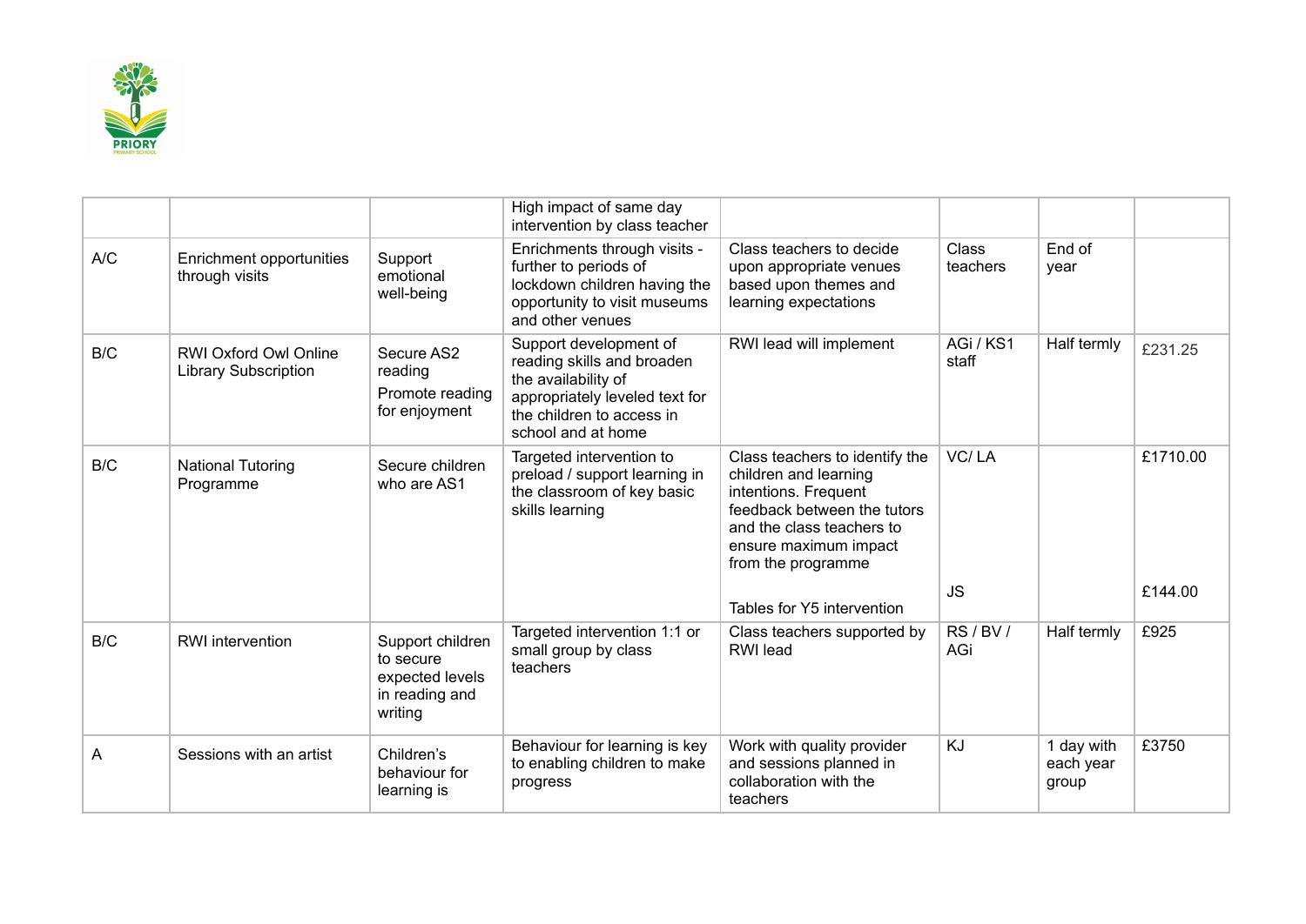| | | | | | | | |
|---|---|---|---|---|---|---|---|
| | | | High impact of same day intervention by class teacher | | | | |
| A/C | Enrichment opportunities through visits | Support emotional well-being | Enrichments through visits - further to periods of lockdown children having the opportunity to visit museums and other venues | Class teachers to decide upon appropriate venues based upon themes and learning expectations | Class teachers | End of year | |
| B/C | RWI Oxford Owl Online Library Subscription | Secure AS2 reading<br>Promote reading for enjoyment | Support development of reading skills and broaden the availability of appropriately leveled text for the children to access in school and at home | RWI lead will implement | AGi / KS1 staff | Half termly | £231.25 |
| B/C | National Tutoring Programme | Secure children who are AS1 | Targeted intervention to preload / support learning in the classroom of key basic skills learning | Class teachers to identify the children and learning intentions. Frequent feedback between the tutors and the class teachers to ensure maximum impact from the programme<br><br>Tables for Y5 intervention | VC/ LA<br><br>JS | | £1710.00<br><br>£144.00 |
| B/C | RWI intervention | Support children to secure expected levels in reading and writing | Targeted intervention 1:1 or small group by class teachers | Class teachers supported by RWI lead | RS / BV / AGi | Half termly | £925 |
| A | Sessions with an artist | Children's behaviour for learning is | Behaviour for learning is key to enabling children to make progress | Work with quality provider and sessions planned in collaboration with the teachers | KJ | 1 day with each year group | £3750 |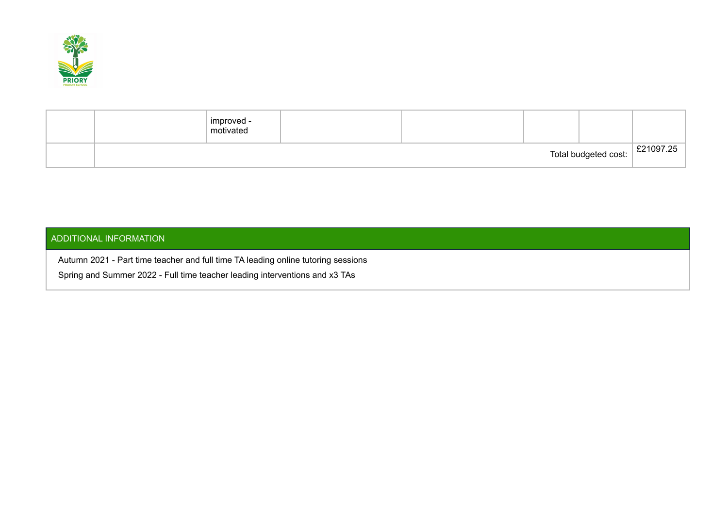| | | | | | | | |
|---|---|---|---|---|---|---|---|
| | | improved - motivated | | | | | |
| | | | | | | Total budgeted cost: | £21097.25 |

| ADDITIONAL INFORMATION |
|---|
| Autumn 2021 - Part time teacher and full time TA leading online tutoring sessions<br>Spring and Summer 2022 - Full time teacher leading interventions and x3 TAs |